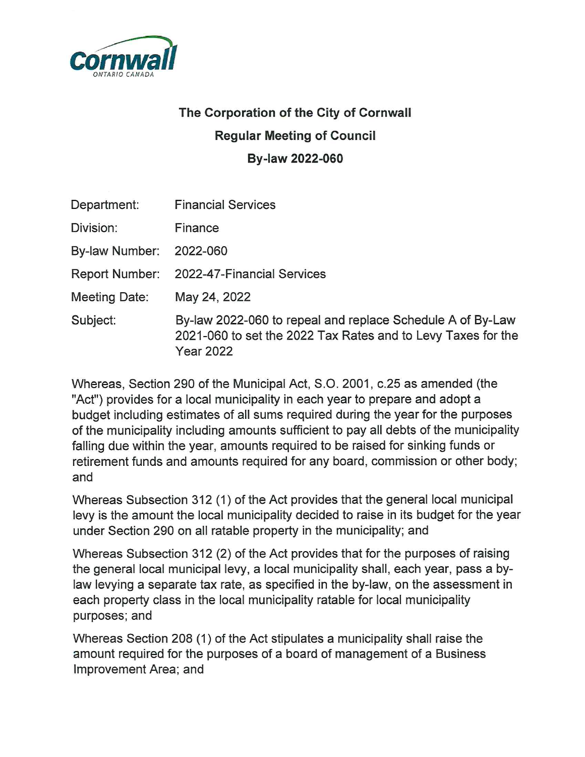Cornwall
ONTARIO CANADA

**The Corporation of the City of Cornwall**

**Regular Meeting of Council**

**By-law 2022-060**

| | |
|---|---|
| Department: | Financial Services |
| Division: | Finance |
| By-law Number: | 2022-060 |
| Report Number: | 2022-47-Financial Services |
| Meeting Date: | May 24, 2022 |
| Subject: | By-law 2022-060 to repeal and replace Schedule A of By-Law 2021-060 to set the 2022 Tax Rates and to Levy Taxes for the Year 2022 |

Whereas, Section 290 of the Municipal Act, S.O. 2001, c.25 as amended (the "Act") provides for a local municipality in each year to prepare and adopt a budget including estimates of all sums required during the year for the purposes of the municipality including amounts sufficient to pay all debts of the municipality falling due within the year, amounts required to be raised for sinking funds or retirement funds and amounts required for any board, commission or other body; and

Whereas Subsection 312 (1) of the Act provides that the general local municipal levy is the amount the local municipality decided to raise in its budget for the year under Section 290 on all ratable property in the municipality; and

Whereas Subsection 312 (2) of the Act provides that for the purposes of raising the general local municipal levy, a local municipality shall, each year, pass a by-law levying a separate tax rate, as specified in the by-law, on the assessment in each property class in the local municipality ratable for local municipality purposes; and

Whereas Section 208 (1) of the Act stipulates a municipality shall raise the amount required for the purposes of a board of management of a Business Improvement Area; and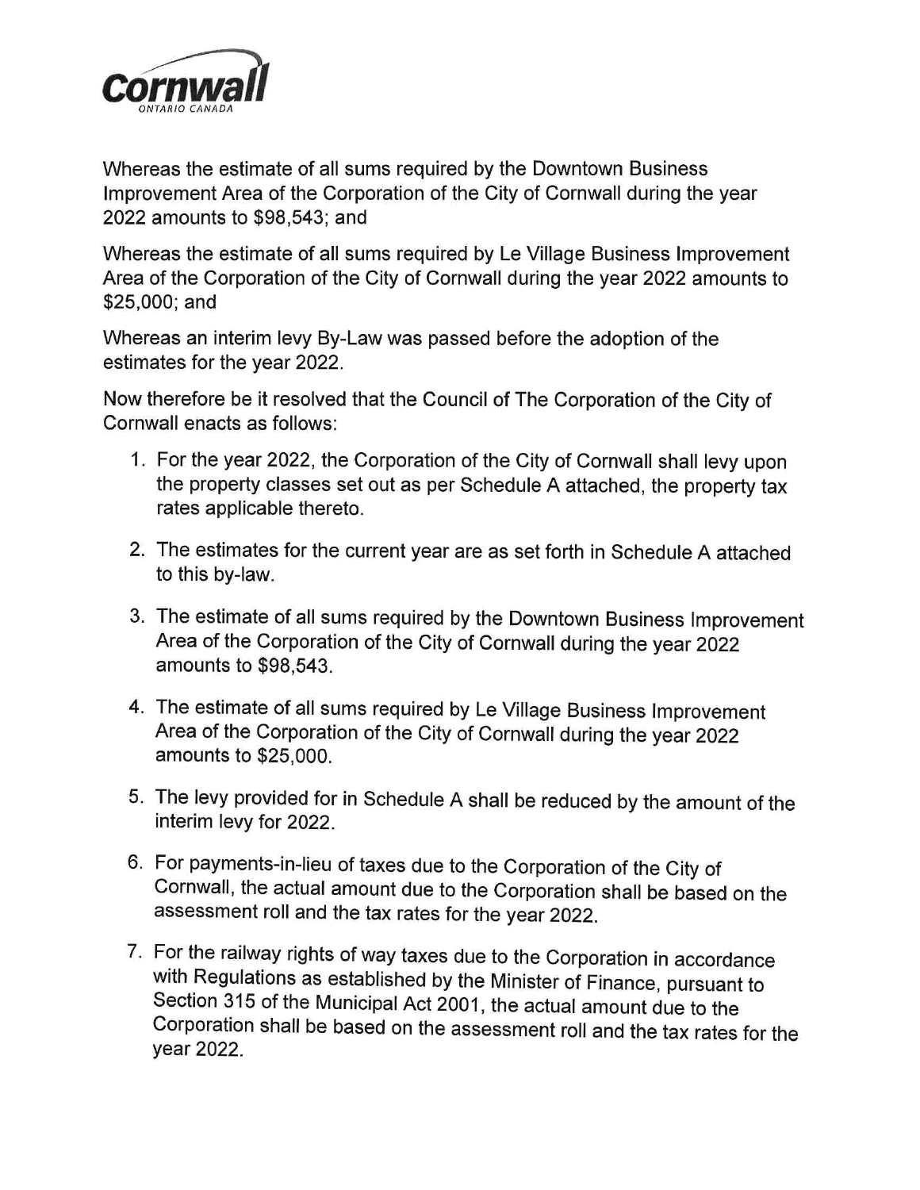Whereas the estimate of all sums required by the Downtown Business Improvement Area of the Corporation of the City of Cornwall during the year 2022 amounts to $98,543; and

Whereas the estimate of all sums required by Le Village Business Improvement Area of the Corporation of the City of Cornwall during the year 2022 amounts to $25,000; and

Whereas an interim levy By-Law was passed before the adoption of the estimates for the year 2022.

Now therefore be it resolved that the Council of The Corporation of the City of Cornwall enacts as follows:

1. For the year 2022, the Corporation of the City of Cornwall shall levy upon the property classes set out as per Schedule A attached, the property tax rates applicable thereto.
2. The estimates for the current year are as set forth in Schedule A attached to this by-law.
3. The estimate of all sums required by the Downtown Business Improvement Area of the Corporation of the City of Cornwall during the year 2022 amounts to $98,543.
4. The estimate of all sums required by Le Village Business Improvement Area of the Corporation of the City of Cornwall during the year 2022 amounts to $25,000.
5. The levy provided for in Schedule A shall be reduced by the amount of the interim levy for 2022.
6. For payments-in-lieu of taxes due to the Corporation of the City of Cornwall, the actual amount due to the Corporation shall be based on the assessment roll and the tax rates for the year 2022.
7. For the railway rights of way taxes due to the Corporation in accordance with Regulations as established by the Minister of Finance, pursuant to Section 315 of the Municipal Act 2001, the actual amount due to the Corporation shall be based on the assessment roll and the tax rates for the year 2022.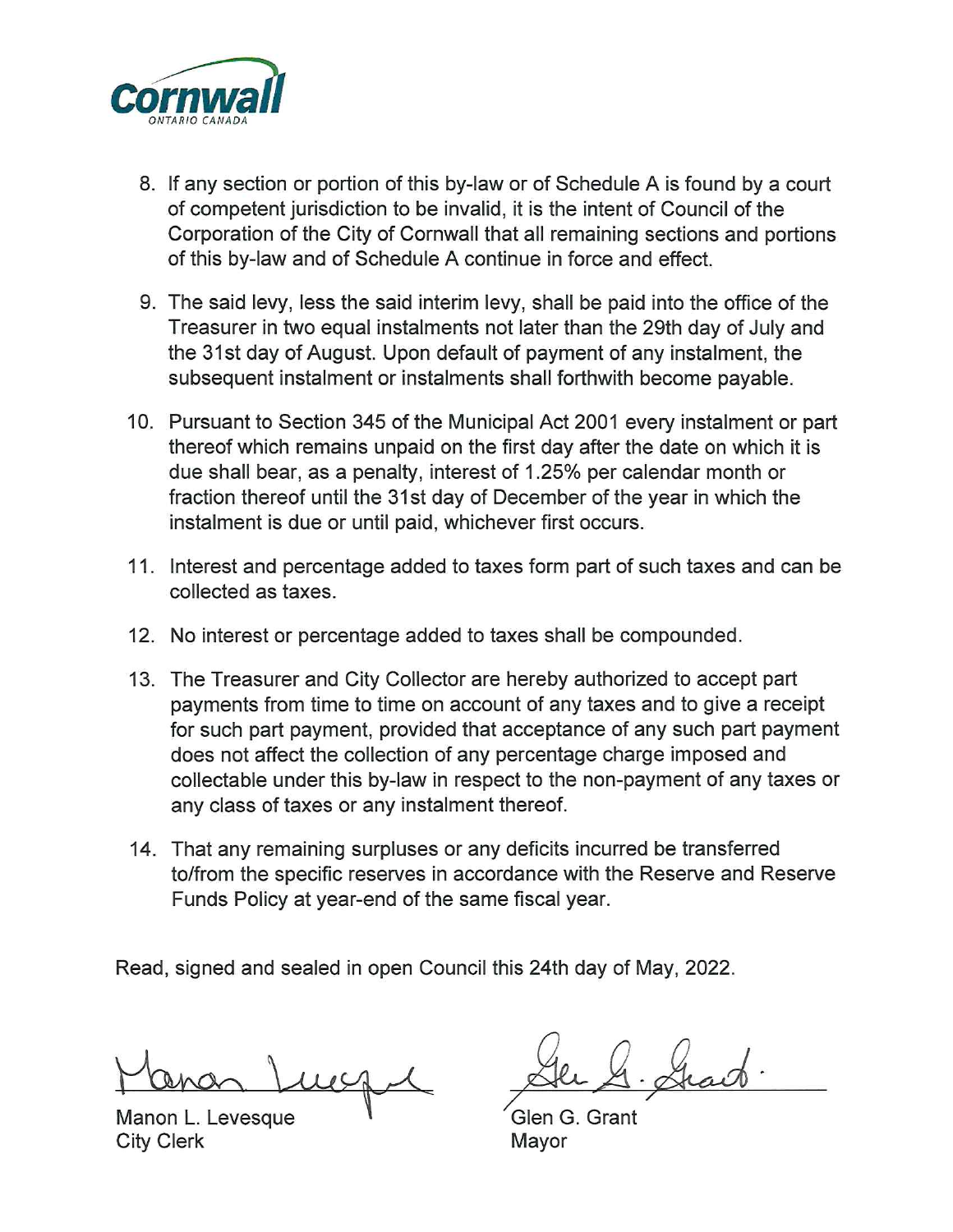8. If any section or portion of this by-law or of Schedule A is found by a court of competent jurisdiction to be invalid, it is the intent of Council of the Corporation of the City of Cornwall that all remaining sections and portions of this by-law and of Schedule A continue in force and effect.

9. The said levy, less the said interim levy, shall be paid into the office of the Treasurer in two equal instalments not later than the 29th day of July and the 31st day of August. Upon default of payment of any instalment, the subsequent instalment or instalments shall forthwith become payable.

10. Pursuant to Section 345 of the Municipal Act 2001 every instalment or part thereof which remains unpaid on the first day after the date on which it is due shall bear, as a penalty, interest of 1.25% per calendar month or fraction thereof until the 31st day of December of the year in which the instalment is due or until paid, whichever first occurs.

11. Interest and percentage added to taxes form part of such taxes and can be collected as taxes.

12. No interest or percentage added to taxes shall be compounded.

13. The Treasurer and City Collector are hereby authorized to accept part payments from time to time on account of any taxes and to give a receipt for such part payment, provided that acceptance of any such part payment does not affect the collection of any percentage charge imposed and collectable under this by-law in respect to the non-payment of any taxes or any class of taxes or any instalment thereof.

14. That any remaining surpluses or any deficits incurred be transferred to/from the specific reserves in accordance with the Reserve and Reserve Funds Policy at year-end of the same fiscal year.

Read, signed and sealed in open Council this 24th day of May, 2022.

Manon L. Levesque
City Clerk

Glen G. Grant
Mayor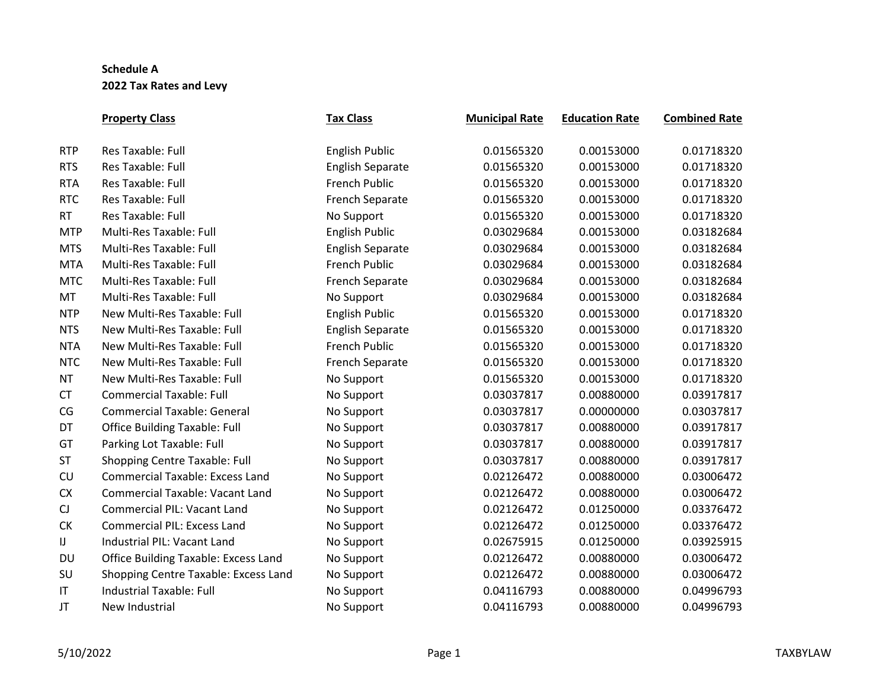**Schedule A**

**2022 Tax Rates and Levy**

| | Property Class | Tax Class | Municipal Rate | Education Rate | Combined Rate |
|---|---|---|---|---|---|
| RTP | Res Taxable: Full | English Public | 0.01565320 | 0.00153000 | 0.01718320 |
| RTS | Res Taxable: Full | English Separate | 0.01565320 | 0.00153000 | 0.01718320 |
| RTA | Res Taxable: Full | French Public | 0.01565320 | 0.00153000 | 0.01718320 |
| RTC | Res Taxable: Full | French Separate | 0.01565320 | 0.00153000 | 0.01718320 |
| RT | Res Taxable: Full | No Support | 0.01565320 | 0.00153000 | 0.01718320 |
| MTP | Multi-Res Taxable: Full | English Public | 0.03029684 | 0.00153000 | 0.03182684 |
| MTS | Multi-Res Taxable: Full | English Separate | 0.03029684 | 0.00153000 | 0.03182684 |
| MTA | Multi-Res Taxable: Full | French Public | 0.03029684 | 0.00153000 | 0.03182684 |
| MTC | Multi-Res Taxable: Full | French Separate | 0.03029684 | 0.00153000 | 0.03182684 |
| MT | Multi-Res Taxable: Full | No Support | 0.03029684 | 0.00153000 | 0.03182684 |
| NTP | New Multi-Res Taxable: Full | English Public | 0.01565320 | 0.00153000 | 0.01718320 |
| NTS | New Multi-Res Taxable: Full | English Separate | 0.01565320 | 0.00153000 | 0.01718320 |
| NTA | New Multi-Res Taxable: Full | French Public | 0.01565320 | 0.00153000 | 0.01718320 |
| NTC | New Multi-Res Taxable: Full | French Separate | 0.01565320 | 0.00153000 | 0.01718320 |
| NT | New Multi-Res Taxable: Full | No Support | 0.01565320 | 0.00153000 | 0.01718320 |
| CT | Commercial Taxable: Full | No Support | 0.03037817 | 0.00880000 | 0.03917817 |
| CG | Commercial Taxable: General | No Support | 0.03037817 | 0.00000000 | 0.03037817 |
| DT | Office Building Taxable: Full | No Support | 0.03037817 | 0.00880000 | 0.03917817 |
| GT | Parking Lot Taxable: Full | No Support | 0.03037817 | 0.00880000 | 0.03917817 |
| ST | Shopping Centre Taxable: Full | No Support | 0.03037817 | 0.00880000 | 0.03917817 |
| CU | Commercial Taxable: Excess Land | No Support | 0.02126472 | 0.00880000 | 0.03006472 |
| CX | Commercial Taxable: Vacant Land | No Support | 0.02126472 | 0.00880000 | 0.03006472 |
| CJ | Commercial PIL: Vacant Land | No Support | 0.02126472 | 0.01250000 | 0.03376472 |
| CK | Commercial PIL: Excess Land | No Support | 0.02126472 | 0.01250000 | 0.03376472 |
| IJ | Industrial PIL: Vacant Land | No Support | 0.02675915 | 0.01250000 | 0.03925915 |
| DU | Office Building Taxable: Excess Land | No Support | 0.02126472 | 0.00880000 | 0.03006472 |
| SU | Shopping Centre Taxable: Excess Land | No Support | 0.02126472 | 0.00880000 | 0.03006472 |
| IT | Industrial Taxable: Full | No Support | 0.04116793 | 0.00880000 | 0.04996793 |
| JT | New Industrial | No Support | 0.04116793 | 0.00880000 | 0.04996793 |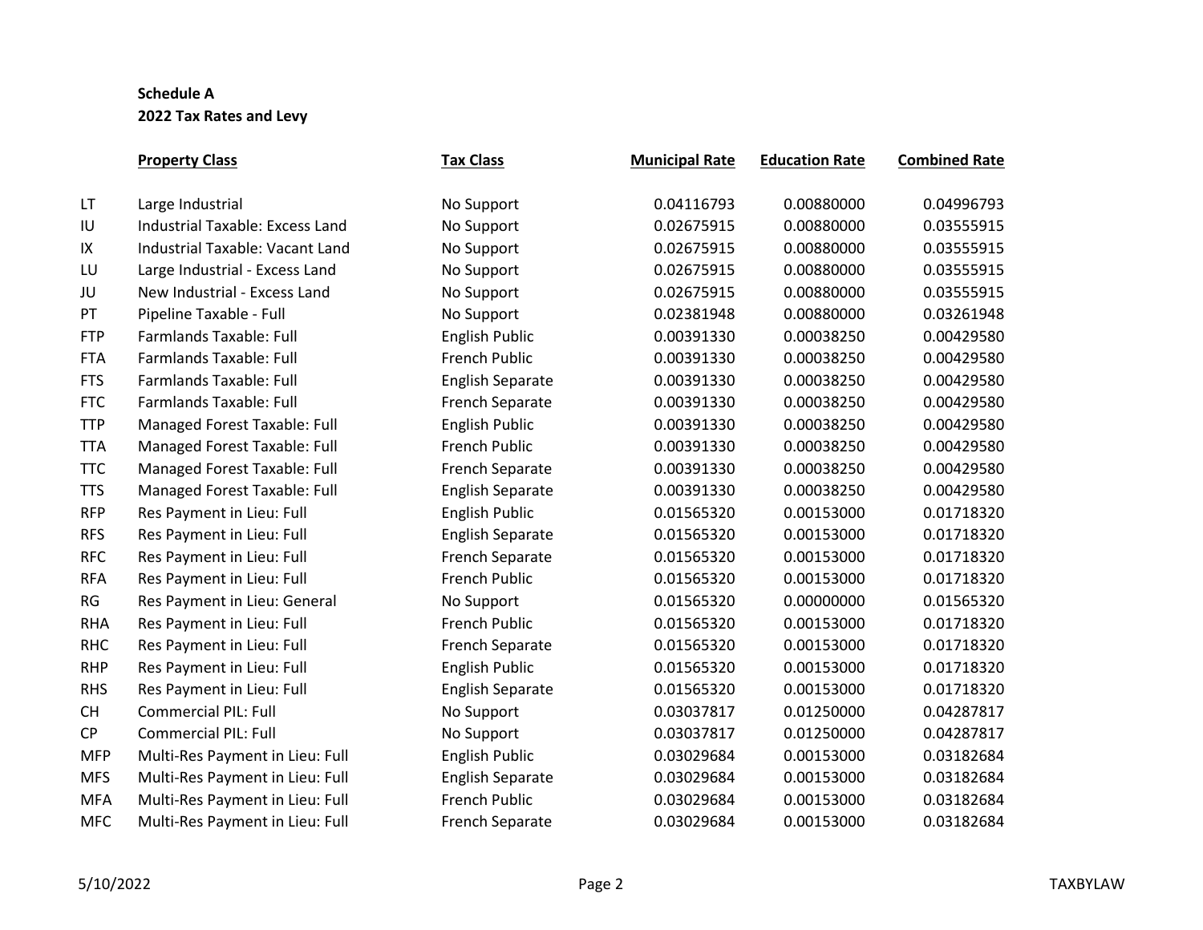**Schedule A**
**2022 Tax Rates and Levy**

| | Property Class | Tax Class | Municipal Rate | Education Rate | Combined Rate |
|---|---|---|---|---|---|
| LT | Large Industrial | No Support | 0.04116793 | 0.00880000 | 0.04996793 |
| IU | Industrial Taxable: Excess Land | No Support | 0.02675915 | 0.00880000 | 0.03555915 |
| IX | Industrial Taxable: Vacant Land | No Support | 0.02675915 | 0.00880000 | 0.03555915 |
| LU | Large Industrial - Excess Land | No Support | 0.02675915 | 0.00880000 | 0.03555915 |
| JU | New Industrial - Excess Land | No Support | 0.02675915 | 0.00880000 | 0.03555915 |
| PT | Pipeline Taxable - Full | No Support | 0.02381948 | 0.00880000 | 0.03261948 |
| FTP | Farmlands Taxable: Full | English Public | 0.00391330 | 0.00038250 | 0.00429580 |
| FTA | Farmlands Taxable: Full | French Public | 0.00391330 | 0.00038250 | 0.00429580 |
| FTS | Farmlands Taxable: Full | English Separate | 0.00391330 | 0.00038250 | 0.00429580 |
| FTC | Farmlands Taxable: Full | French Separate | 0.00391330 | 0.00038250 | 0.00429580 |
| TTP | Managed Forest Taxable: Full | English Public | 0.00391330 | 0.00038250 | 0.00429580 |
| TTA | Managed Forest Taxable: Full | French Public | 0.00391330 | 0.00038250 | 0.00429580 |
| TTC | Managed Forest Taxable: Full | French Separate | 0.00391330 | 0.00038250 | 0.00429580 |
| TTS | Managed Forest Taxable: Full | English Separate | 0.00391330 | 0.00038250 | 0.00429580 |
| RFP | Res Payment in Lieu: Full | English Public | 0.01565320 | 0.00153000 | 0.01718320 |
| RFS | Res Payment in Lieu: Full | English Separate | 0.01565320 | 0.00153000 | 0.01718320 |
| RFC | Res Payment in Lieu: Full | French Separate | 0.01565320 | 0.00153000 | 0.01718320 |
| RFA | Res Payment in Lieu: Full | French Public | 0.01565320 | 0.00153000 | 0.01718320 |
| RG | Res Payment in Lieu: General | No Support | 0.01565320 | 0.00000000 | 0.01565320 |
| RHA | Res Payment in Lieu: Full | French Public | 0.01565320 | 0.00153000 | 0.01718320 |
| RHC | Res Payment in Lieu: Full | French Separate | 0.01565320 | 0.00153000 | 0.01718320 |
| RHP | Res Payment in Lieu: Full | English Public | 0.01565320 | 0.00153000 | 0.01718320 |
| RHS | Res Payment in Lieu: Full | English Separate | 0.01565320 | 0.00153000 | 0.01718320 |
| CH | Commercial PIL: Full | No Support | 0.03037817 | 0.01250000 | 0.04287817 |
| CP | Commercial PIL: Full | No Support | 0.03037817 | 0.01250000 | 0.04287817 |
| MFP | Multi-Res Payment in Lieu: Full | English Public | 0.03029684 | 0.00153000 | 0.03182684 |
| MFS | Multi-Res Payment in Lieu: Full | English Separate | 0.03029684 | 0.00153000 | 0.03182684 |
| MFA | Multi-Res Payment in Lieu: Full | French Public | 0.03029684 | 0.00153000 | 0.03182684 |
| MFC | Multi-Res Payment in Lieu: Full | French Separate | 0.03029684 | 0.00153000 | 0.03182684 |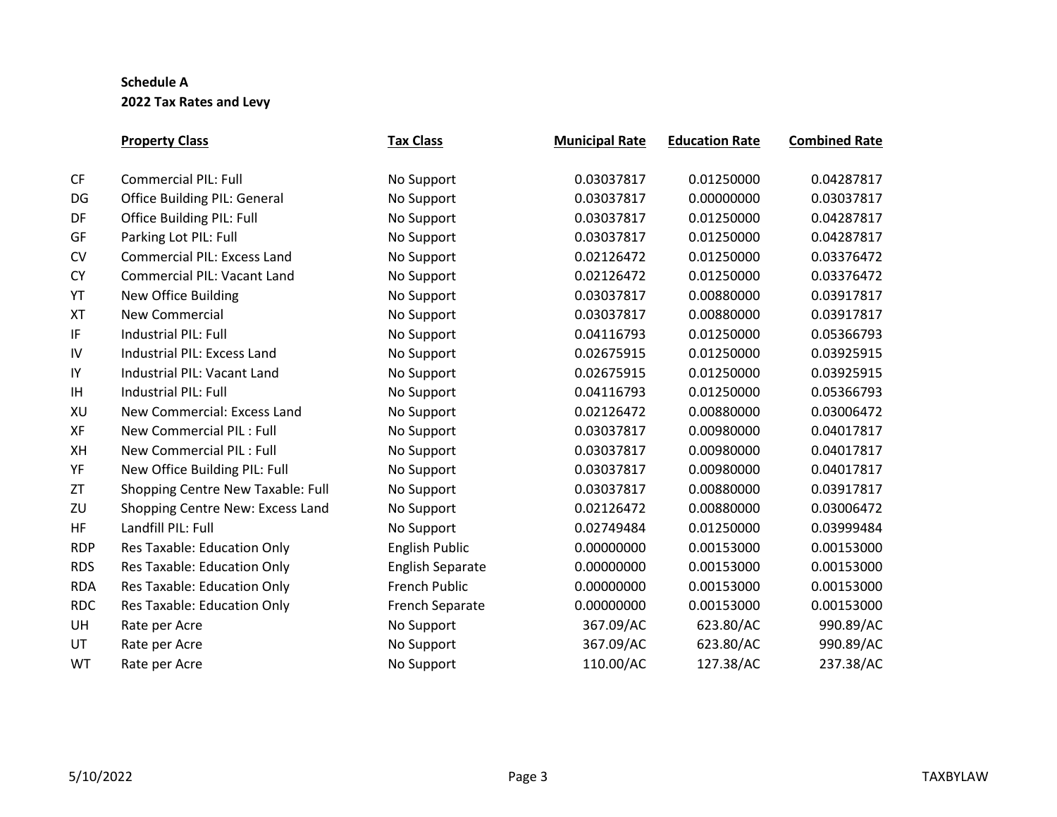**Schedule A**
**2022 Tax Rates and Levy**

| | Property Class | Tax Class | Municipal Rate | Education Rate | Combined Rate |
|---|---|---|---|---|---|
| CF | Commercial PIL: Full | No Support | 0.03037817 | 0.01250000 | 0.04287817 |
| DG | Office Building PIL: General | No Support | 0.03037817 | 0.00000000 | 0.03037817 |
| DF | Office Building PIL: Full | No Support | 0.03037817 | 0.01250000 | 0.04287817 |
| GF | Parking Lot PIL: Full | No Support | 0.03037817 | 0.01250000 | 0.04287817 |
| CV | Commercial PIL: Excess Land | No Support | 0.02126472 | 0.01250000 | 0.03376472 |
| CY | Commercial PIL: Vacant Land | No Support | 0.02126472 | 0.01250000 | 0.03376472 |
| YT | New Office Building | No Support | 0.03037817 | 0.00880000 | 0.03917817 |
| XT | New Commercial | No Support | 0.03037817 | 0.00880000 | 0.03917817 |
| IF | Industrial PIL: Full | No Support | 0.04116793 | 0.01250000 | 0.05366793 |
| IV | Industrial PIL: Excess Land | No Support | 0.02675915 | 0.01250000 | 0.03925915 |
| IY | Industrial PIL: Vacant Land | No Support | 0.02675915 | 0.01250000 | 0.03925915 |
| IH | Industrial PIL: Full | No Support | 0.04116793 | 0.01250000 | 0.05366793 |
| XU | New Commercial: Excess Land | No Support | 0.02126472 | 0.00880000 | 0.03006472 |
| XF | New Commercial PIL : Full | No Support | 0.03037817 | 0.00980000 | 0.04017817 |
| XH | New Commercial PIL : Full | No Support | 0.03037817 | 0.00980000 | 0.04017817 |
| YF | New Office Building PIL: Full | No Support | 0.03037817 | 0.00980000 | 0.04017817 |
| ZT | Shopping Centre New Taxable: Full | No Support | 0.03037817 | 0.00880000 | 0.03917817 |
| ZU | Shopping Centre New: Excess Land | No Support | 0.02126472 | 0.00880000 | 0.03006472 |
| HF | Landfill PIL: Full | No Support | 0.02749484 | 0.01250000 | 0.03999484 |
| RDP | Res Taxable: Education Only | English Public | 0.00000000 | 0.00153000 | 0.00153000 |
| RDS | Res Taxable: Education Only | English Separate | 0.00000000 | 0.00153000 | 0.00153000 |
| RDA | Res Taxable: Education Only | French Public | 0.00000000 | 0.00153000 | 0.00153000 |
| RDC | Res Taxable: Education Only | French Separate | 0.00000000 | 0.00153000 | 0.00153000 |
| UH | Rate per Acre | No Support | 367.09/AC | 623.80/AC | 990.89/AC |
| UT | Rate per Acre | No Support | 367.09/AC | 623.80/AC | 990.89/AC |
| WT | Rate per Acre | No Support | 110.00/AC | 127.38/AC | 237.38/AC |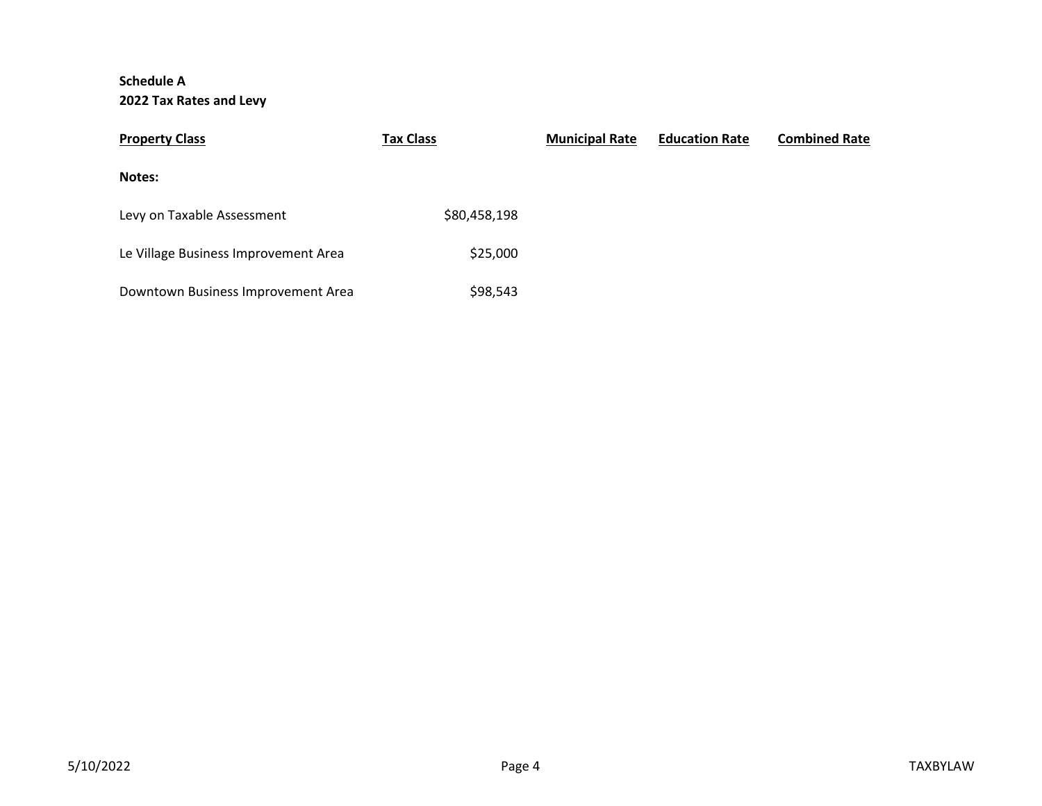**Schedule A**
**2022 Tax Rates and Levy**

| Property Class | Tax Class | Municipal Rate | Education Rate | Combined Rate |
|---|---|---|---|---|

**Notes:**

| | |
|---|---|
| Levy on Taxable Assessment | $80,458,198 |
| Le Village Business Improvement Area | $25,000 |
| Downtown Business Improvement Area | $98,543 |